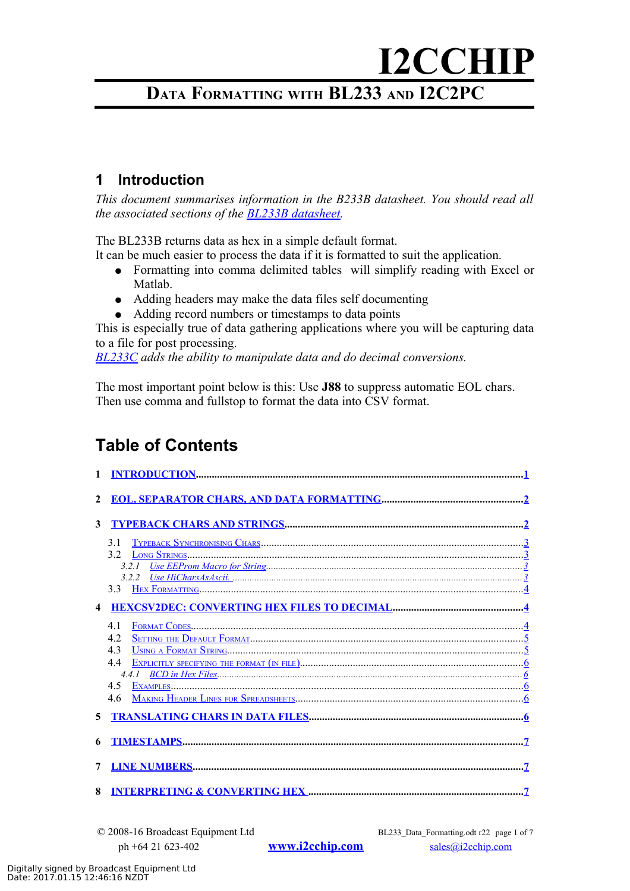# I2CCHIP

## Data Formatting with BL233 and I2C2PC

## 1 Introduction

*This document summarises information in the B233B datasheet. You should read all the associated sections of the [BL233B datasheet](#).*

The BL233B returns data as hex in a simple default format.
It can be much easier to process the data if it is formatted to suit the application.

- Formatting into comma delimited tables will simplify reading with Excel or Matlab.
- Adding headers may make the data files self documenting
- Adding record numbers or timestamps to data points

This is especially true of data gathering applications where you will be capturing data to a file for post processing.
*[BL233C](#) adds the ability to manipulate data and do decimal conversions.*

The most important point below is this: Use **J88** to suppress automatic EOL chars.
Then use comma and fullstop to format the data into CSV format.

## Table of Contents

1 INTRODUCTION....1

2 EOL, SEPARATOR CHARS, AND DATA FORMATTING....2

3 TYPEBACK CHARS AND STRINGS....2

- 3.1 Typeback Synchronising Chars....3
- 3.2 Long Strings....3
  - 3.2.1 Use EEProm Macro for String....3
  - 3.2.2 Use HiCharsAsAscii....3
- 3.3 Hex Formatting....4

4 HEXCSV2DEC: CONVERTING HEX FILES TO DECIMAL....4

- 4.1 Format Codes....4
- 4.2 Setting the Default Format....5
- 4.3 Using a Format String....5
- 4.4 Explicitly specifying the format (in file)....6
  - 4.4.1 BCD in Hex Files....6
- 4.5 Examples....6
- 4.6 Making Header Lines for Spreadsheets....6

5 TRANSLATING CHARS IN DATA FILES....6

6 TIMESTAMPS....7

7 LINE NUMBERS....7

8 INTERPRETING & CONVERTING HEX....7

© 2008-16 Broadcast Equipment Ltd
ph +64 21 623-402
www.i2cchip.com
sales@i2cchip.com

Digitally signed by Broadcast Equipment Ltd
Date: 2017.01.15 12:46:16 NZDT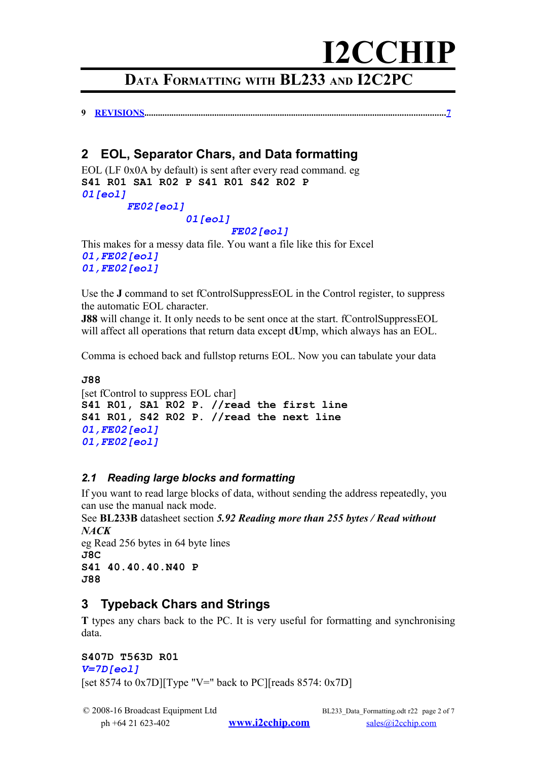9 [REVISIONS](#)..................................................................................................................................7

## 2 EOL, Separator Chars, and Data formatting

EOL (LF 0x0A by default) is sent after every read command. eg

```
S41 R01 SA1 R02 P S41 R01 S42 R02 P
01[eol]
        FE02[eol]
                  01[eol]
                         FE02[eol]
```

This makes for a messy data file. You want a file like this for Excel

```
01,FE02[eol]
01,FE02[eol]
```

Use the **J** command to set fControlSuppressEOL in the Control register, to suppress the automatic EOL character.

**J88** will change it. It only needs to be sent once at the start. fControlSuppressEOL will affect all operations that return data except d**U**mp, which always has an EOL.

Comma is echoed back and fullstop returns EOL. Now you can tabulate your data

**J88**

[set fControl to suppress EOL char]

```
S41 R01, SA1 R02 P. //read the first line
S41 R01, S42 R02 P. //read the next line
01,FE02[eol]
01,FE02[eol]
```

### 2.1 Reading large blocks and formatting

If you want to read large blocks of data, without sending the address repeatedly, you can use the manual nack mode.

See **BL233B** datasheet section ***5.92 Reading more than 255 bytes / Read without NACK***

eg Read 256 bytes in 64 byte lines

```
J8C
S41 40.40.40.N40 P
J88
```

## 3 Typeback Chars and Strings

**T** types any chars back to the PC. It is very useful for formatting and synchronising data.

```
S407D T563D R01
V=7D[eol]
```

[set 8574 to 0x7D][Type "V=" back to PC][reads 8574: 0x7D]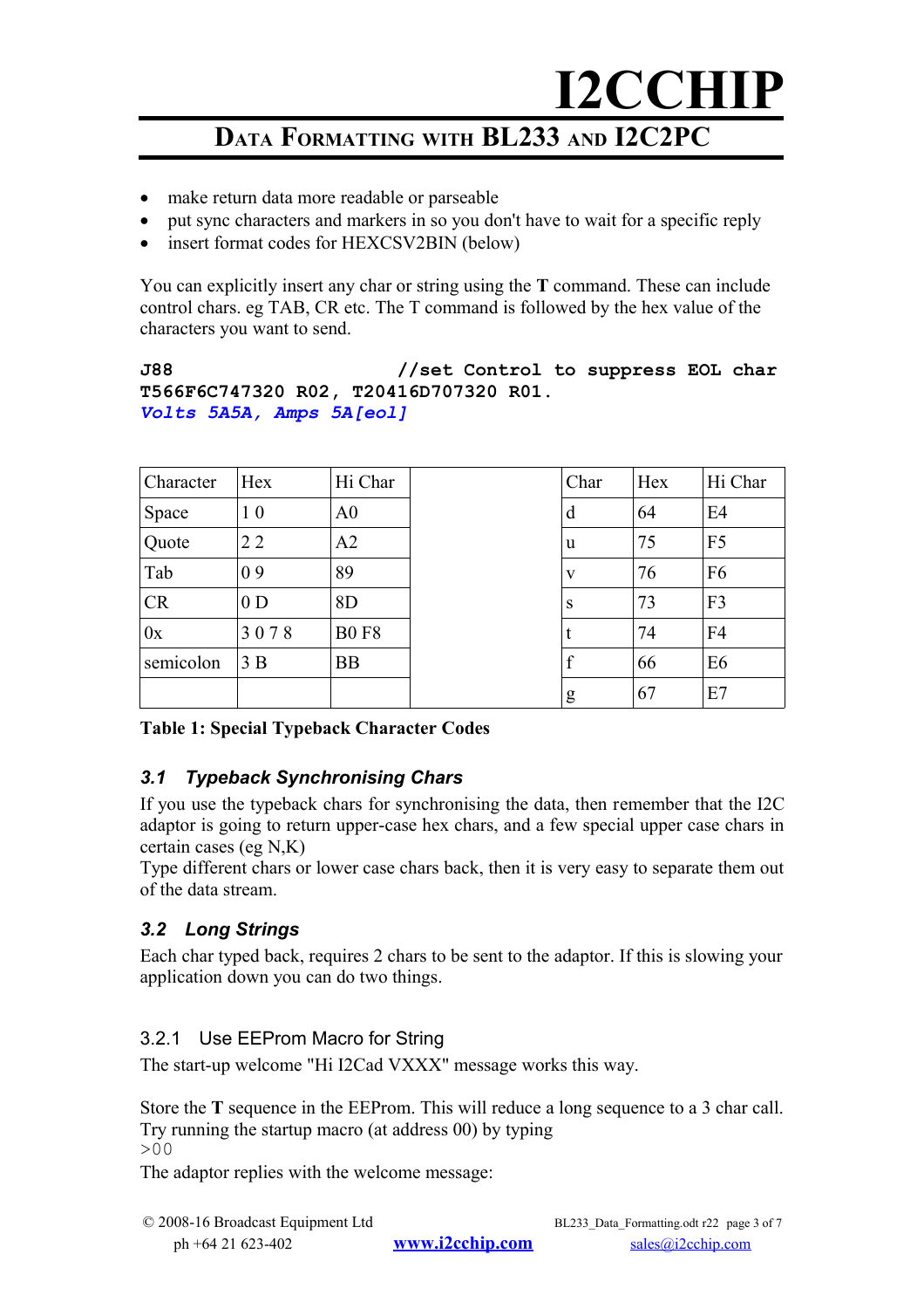- make return data more readable or parseable
- put sync characters and markers in so you don't have to wait for a specific reply
- insert format codes for HEXCSV2BIN (below)

You can explicitly insert any char or string using the **T** command. These can include control chars. eg TAB, CR etc. The T command is followed by the hex value of the characters you want to send.

```
J88                    //set Control to suppress EOL char
T566F6C747320 R02, T20416D707320 R01.
Volts 5A5A, Amps 5A[eol]
```

| Character | Hex | Hi Char | | Char | Hex | Hi Char |
|---|---|---|---|---|---|---|
| Space | 1 0 | A0 | | d | 64 | E4 |
| Quote | 2 2 | A2 | | u | 75 | F5 |
| Tab | 0 9 | 89 | | v | 76 | F6 |
| CR | 0 D | 8D | | s | 73 | F3 |
| 0x | 3 0 7 8 | B0 F8 | | t | 74 | F4 |
| semicolon | 3 B | BB | | f | 66 | E6 |
| | | | | g | 67 | E7 |

**Table 1: Special Typeback Character Codes**

## *3.1 Typeback Synchronising Chars*

If you use the typeback chars for synchronising the data, then remember that the I2C adaptor is going to return upper-case hex chars, and a few special upper case chars in certain cases (eg N,K)

Type different chars or lower case chars back, then it is very easy to separate them out of the data stream.

## *3.2 Long Strings*

Each char typed back, requires 2 chars to be sent to the adaptor. If this is slowing your application down you can do two things.

### 3.2.1 Use EEProm Macro for String

The start-up welcome "Hi I2Cad VXXX" message works this way.

Store the **T** sequence in the EEProm. This will reduce a long sequence to a 3 char call. Try running the startup macro (at address 00) by typing

```
>00
```

The adaptor replies with the welcome message: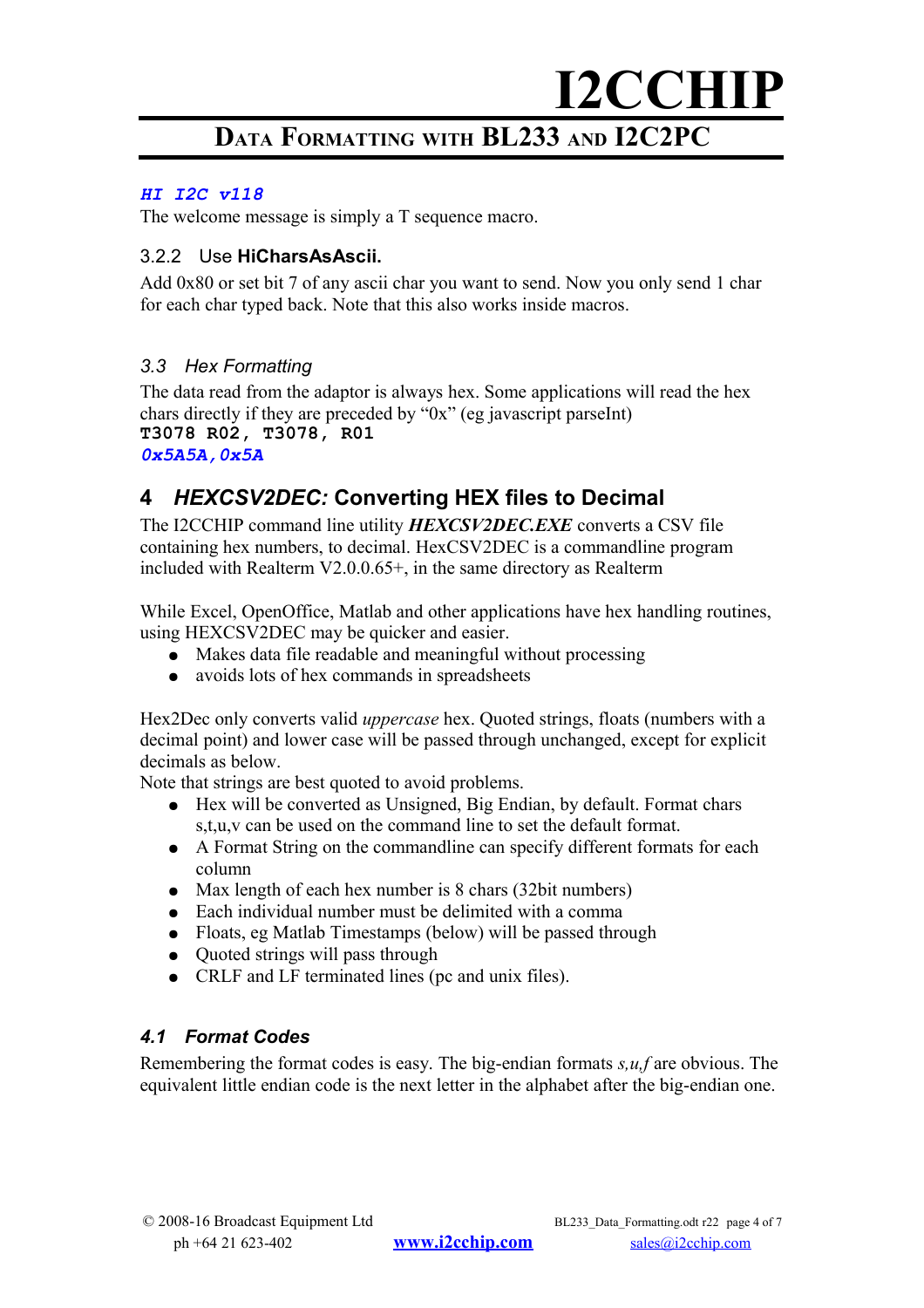***HI I2C v118***

The welcome message is simply a T sequence macro.

### 3.2.2 Use **HiCharsAsAscii.**

Add 0x80 or set bit 7 of any ascii char you want to send. Now you only send 1 char for each char typed back. Note that this also works inside macros.

## *3.3 Hex Formatting*

The data read from the adaptor is always hex. Some applications will read the hex chars directly if they are preceded by “0x” (eg javascript parseInt)

**T3078 R02, T3078, R01**

***0x5A5A,0x5A***

# 4 *HEXCSV2DEC:* Converting HEX files to Decimal

The I2CCHIP command line utility ***HEXCSV2DEC.EXE*** converts a CSV file containing hex numbers, to decimal. HexCSV2DEC is a commandline program included with Realterm V2.0.0.65+, in the same directory as Realterm

While Excel, OpenOffice, Matlab and other applications have hex handling routines, using HEXCSV2DEC may be quicker and easier.

- Makes data file readable and meaningful without processing
- avoids lots of hex commands in spreadsheets

Hex2Dec only converts valid *uppercase* hex. Quoted strings, floats (numbers with a decimal point) and lower case will be passed through unchanged, except for explicit decimals as below.

Note that strings are best quoted to avoid problems.

- Hex will be converted as Unsigned, Big Endian, by default. Format chars s,t,u,v can be used on the command line to set the default format.
- A Format String on the commandline can specify different formats for each column
- Max length of each hex number is 8 chars (32bit numbers)
- Each individual number must be delimited with a comma
- Floats, eg Matlab Timestamps (below) will be passed through
- Quoted strings will pass through
- CRLF and LF terminated lines (pc and unix files).

## *4.1 Format Codes*

Remembering the format codes is easy. The big-endian formats *s,u,f* are obvious. The equivalent little endian code is the next letter in the alphabet after the big-endian one.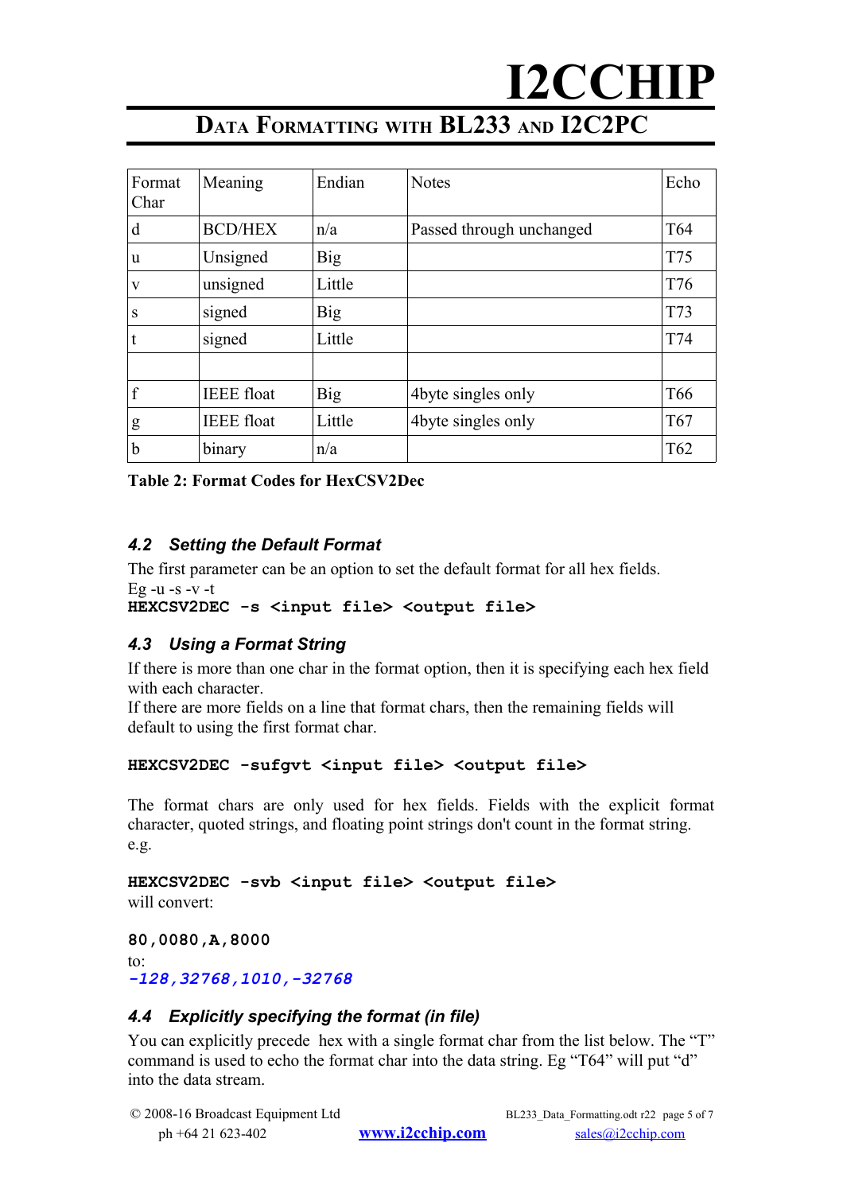| Format Char | Meaning | Endian | Notes | Echo |
|---|---|---|---|---|
| d | BCD/HEX | n/a | Passed through unchanged | T64 |
| u | Unsigned | Big | | T75 |
| v | unsigned | Little | | T76 |
| s | signed | Big | | T73 |
| t | signed | Little | | T74 |
| | | | | |
| f | IEEE float | Big | 4byte singles only | T66 |
| g | IEEE float | Little | 4byte singles only | T67 |
| b | binary | n/a | | T62 |

**Table 2: Format Codes for HexCSV2Dec**

### *4.2 Setting the Default Format*

The first parameter can be an option to set the default format for all hex fields.
Eg -u -s -v -t

```
HEXCSV2DEC -s <input file> <output file>
```

### *4.3 Using a Format String*

If there is more than one char in the format option, then it is specifying each hex field with each character.
If there are more fields on a line that format chars, then the remaining fields will default to using the first format char.

```
HEXCSV2DEC -sufgvt <input file> <output file>
```

The format chars are only used for hex fields. Fields with the explicit format character, quoted strings, and floating point strings don't count in the format string. e.g.

```
HEXCSV2DEC -svb <input file> <output file>
```

will convert:

```
80,0080,A,8000
```

to:

```
-128,32768,1010,-32768
```

### *4.4 Explicitly specifying the format (in file)*

You can explicitly precede hex with a single format char from the list below. The "T" command is used to echo the format char into the data string. Eg "T64" will put "d" into the data stream.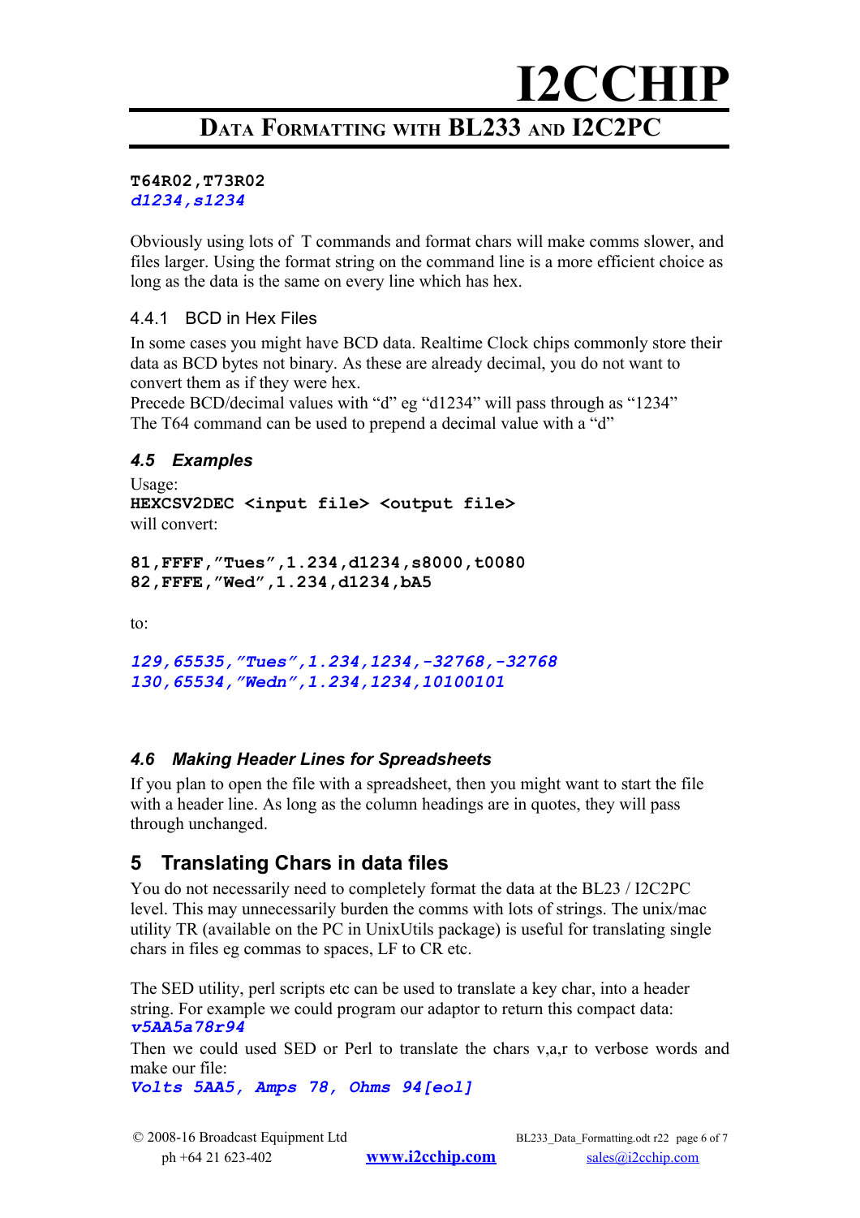**T64R02,T73R02**
***d1234,s1234***

Obviously using lots of T commands and format chars will make comms slower, and files larger. Using the format string on the command line is a more efficient choice as long as the data is the same on every line which has hex.

### 4.4.1 BCD in Hex Files

In some cases you might have BCD data. Realtime Clock chips commonly store their data as BCD bytes not binary. As these are already decimal, you do not want to convert them as if they were hex.
Precede BCD/decimal values with "d" eg "d1234" will pass through as "1234"
The T64 command can be used to prepend a decimal value with a "d"

### *4.5 Examples*

Usage:
**HEXCSV2DEC <input file> <output file>**
will convert:

```
81,FFFF,"Tues",1.234,d1234,s8000,t0080
82,FFFE,"Wed",1.234,d1234,bA5
```

to:

```
129,65535,"Tues",1.234,1234,-32768,-32768
130,65534,"Wedn",1.234,1234,10100101
```

### *4.6 Making Header Lines for Spreadsheets*

If you plan to open the file with a spreadsheet, then you might want to start the file with a header line. As long as the column headings are in quotes, they will pass through unchanged.

## 5 Translating Chars in data files

You do not necessarily need to completely format the data at the BL23 / I2C2PC level. This may unnecessarily burden the comms with lots of strings. The unix/mac utility TR (available on the PC in UnixUtils package) is useful for translating single chars in files eg commas to spaces, LF to CR etc.

The SED utility, perl scripts etc can be used to translate a key char, into a header string. For example we could program our adaptor to return this compact data:
***v5AA5a78r94***
Then we could used SED or Perl to translate the chars v,a,r to verbose words and make our file:
***Volts 5AA5, Amps 78, Ohms 94[eol]***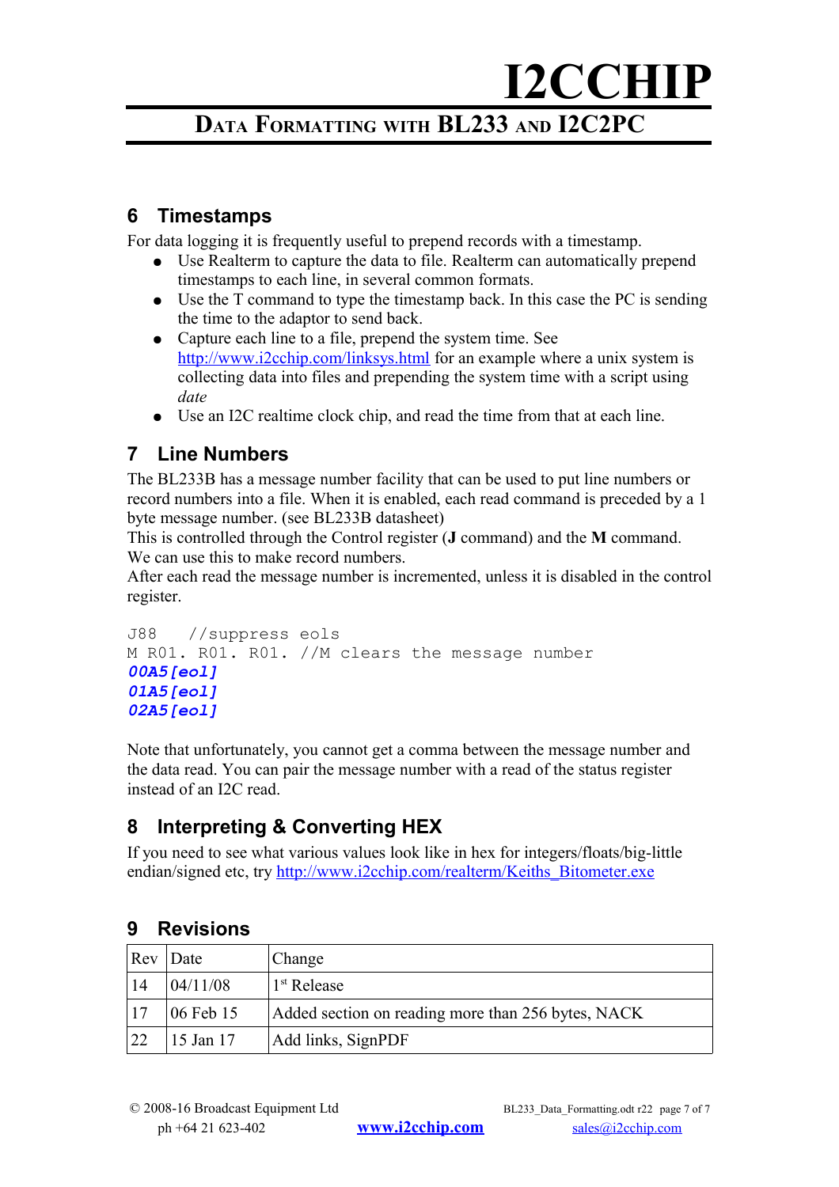## 6 Timestamps

For data logging it is frequently useful to prepend records with a timestamp.

- Use Realterm to capture the data to file. Realterm can automatically prepend timestamps to each line, in several common formats.
- Use the T command to type the timestamp back. In this case the PC is sending the time to the adaptor to send back.
- Capture each line to a file, prepend the system time. See http://www.i2cchip.com/linksys.html for an example where a unix system is collecting data into files and prepending the system time with a script using *date*
- Use an I2C realtime clock chip, and read the time from that at each line.

## 7 Line Numbers

The BL233B has a message number facility that can be used to put line numbers or record numbers into a file. When it is enabled, each read command is preceded by a 1 byte message number. (see BL233B datasheet)

This is controlled through the Control register (**J** command) and the **M** command. We can use this to make record numbers.

After each read the message number is incremented, unless it is disabled in the control register.

```
J88   //suppress eols
M R01. R01. R01. //M clears the message number
00A5[eol]
01A5[eol]
02A5[eol]
```

Note that unfortunately, you cannot get a comma between the message number and the data read. You can pair the message number with a read of the status register instead of an I2C read.

## 8 Interpreting & Converting HEX

If you need to see what various values look like in hex for integers/floats/big-little endian/signed etc, try http://www.i2cchip.com/realterm/Keiths_Bitometer.exe

## 9 Revisions

| Rev | Date | Change |
|---|---|---|
| 14 | 04/11/08 | 1st Release |
| 17 | 06 Feb 15 | Added section on reading more than 256 bytes, NACK |
| 22 | 15 Jan 17 | Add links, SignPDF |